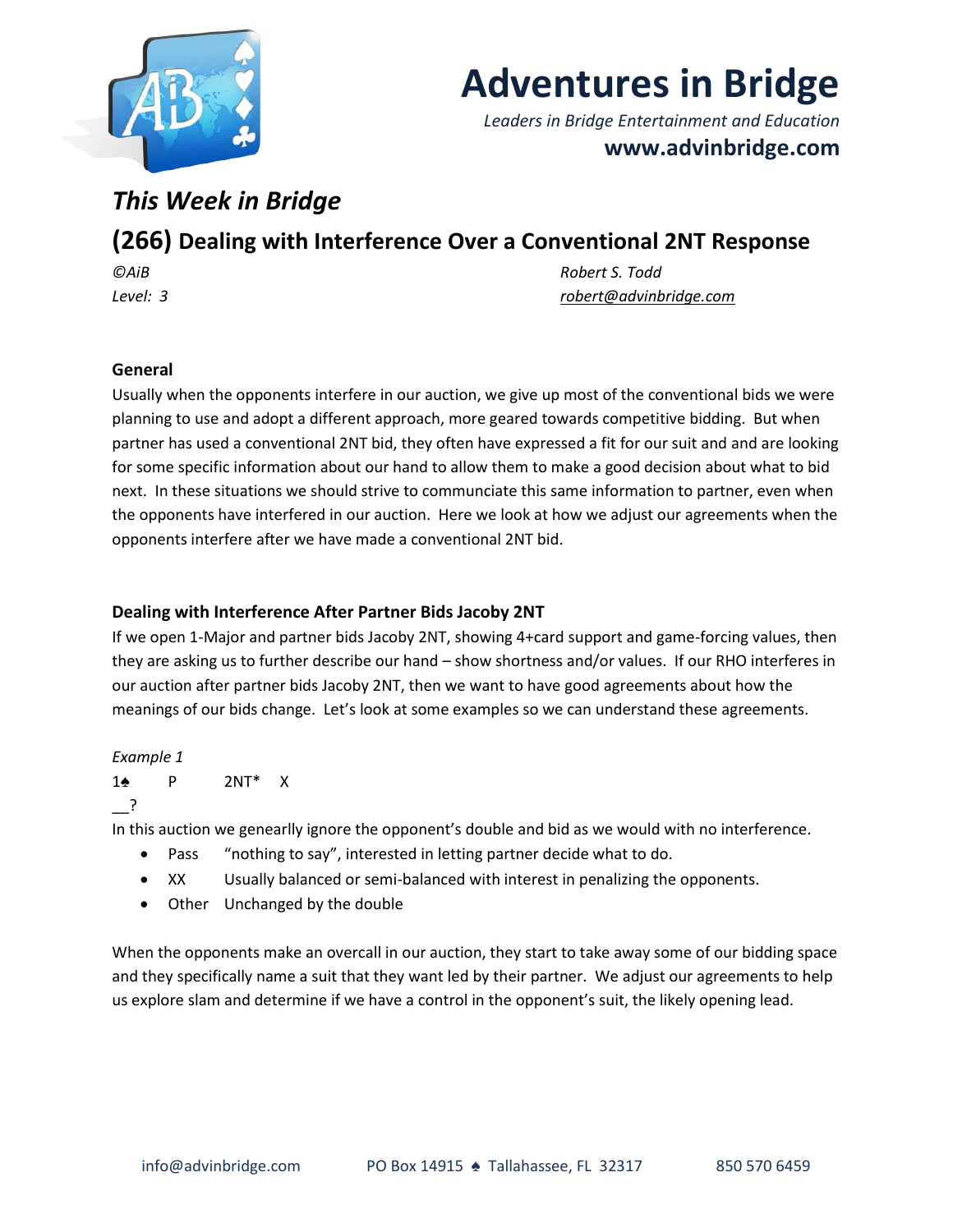# Adventures in Bridge

*Leaders in Bridge Entertainment and Education*

**www.advinbridge.com**

## *This Week in Bridge*

## (266) Dealing with Interference Over a Conventional 2NT Response

*©AiB* *Robert S. Todd*

*Level: 3* *robert@advinbridge.com*

### General

Usually when the opponents interfere in our auction, we give up most of the conventional bids we were planning to use and adopt a different approach, more geared towards competitive bidding. But when partner has used a conventional 2NT bid, they often have expressed a fit for our suit and and are looking for some specific information about our hand to allow them to make a good decision about what to bid next. In these situations we should strive to communciate this same information to partner, even when the opponents have interfered in our auction. Here we look at how we adjust our agreements when the opponents interfere after we have made a conventional 2NT bid.

### Dealing with Interference After Partner Bids Jacoby 2NT

If we open 1-Major and partner bids Jacoby 2NT, showing 4+card support and game-forcing values, then they are asking us to further describe our hand – show shortness and/or values. If our RHO interferes in our auction after partner bids Jacoby 2NT, then we want to have good agreements about how the meanings of our bids change. Let's look at some examples so we can understand these agreements.

*Example 1*

1♠ P 2NT* X

__?

In this auction we genearlly ignore the opponent's double and bid as we would with no interference.

- Pass "nothing to say", interested in letting partner decide what to do.
- XX Usually balanced or semi-balanced with interest in penalizing the opponents.
- Other Unchanged by the double

When the opponents make an overcall in our auction, they start to take away some of our bidding space and they specifically name a suit that they want led by their partner. We adjust our agreements to help us explore slam and determine if we have a control in the opponent's suit, the likely opening lead.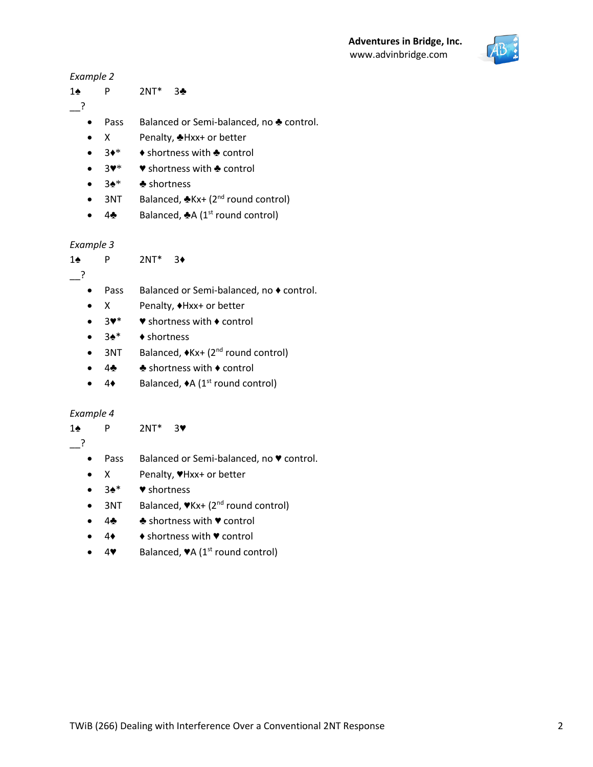*Example 2*

1♠ P 2NT* 3♣
__?

- Pass Balanced or Semi-balanced, no ♣ control.
- X Penalty, ♣Hxx+ or better
- 3♦* ♦ shortness with ♣ control
- 3♥* ♥ shortness with ♣ control
- 3♠* ♣ shortness
- 3NT Balanced, ♣Kx+ (2nd round control)
- 4♣ Balanced, ♣A (1st round control)

*Example 3*

1♠ P 2NT* 3♦
__?

- Pass Balanced or Semi-balanced, no ♦ control.
- X Penalty, ♦Hxx+ or better
- 3♥* ♥ shortness with ♦ control
- 3♠* ♦ shortness
- 3NT Balanced, ♦Kx+ (2nd round control)
- 4♣ ♣ shortness with ♦ control
- 4♦ Balanced, ♦A (1st round control)

*Example 4*

1♠ P 2NT* 3♥
__?

- Pass Balanced or Semi-balanced, no ♥ control.
- X Penalty, ♥Hxx+ or better
- 3♠* ♥ shortness
- 3NT Balanced, ♥Kx+ (2nd round control)
- 4♣ ♣ shortness with ♥ control
- 4♦ ♦ shortness with ♥ control
- 4♥ Balanced, ♥A (1st round control)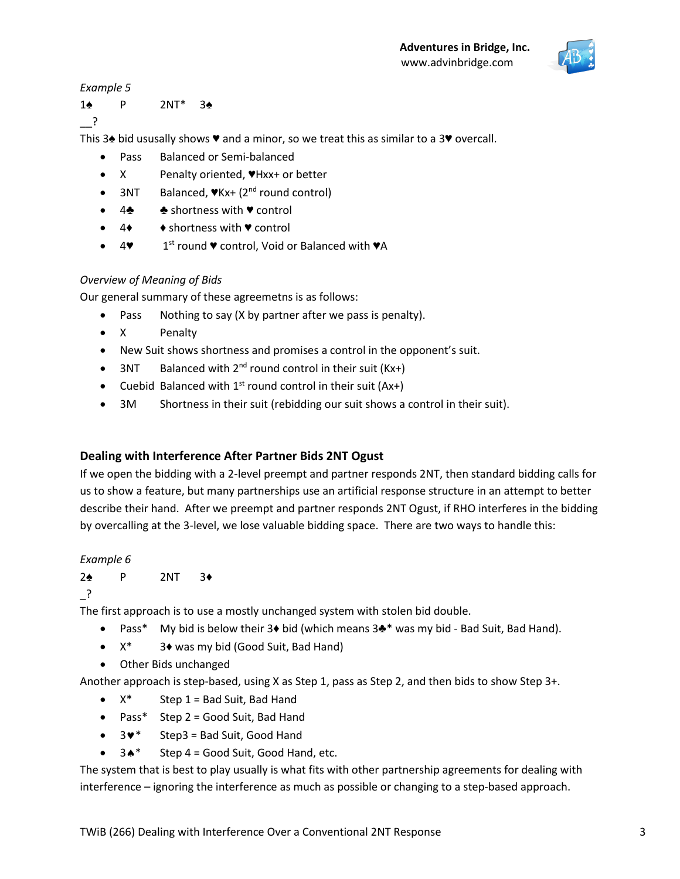*Example 5*

1♠ P 2NT* 3♠

__?

This 3♠ bid ususally shows ♥ and a minor, so we treat this as similar to a 3♥ overcall.

- Pass  Balanced or Semi-balanced
- X  Penalty oriented, ♥Hxx+ or better
- 3NT  Balanced, ♥Kx+ (2nd round control)
- 4♣  ♣ shortness with ♥ control
- 4♦  ♦ shortness with ♥ control
- 4♥  1st round ♥ control, Void or Balanced with ♥A

*Overview of Meaning of Bids*

Our general summary of these agreemetns is as follows:

- Pass  Nothing to say (X by partner after we pass is penalty).
- X  Penalty
- New Suit shows shortness and promises a control in the opponent's suit.
- 3NT  Balanced with 2nd round control in their suit (Kx+)
- Cuebid  Balanced with 1st round control in their suit (Ax+)
- 3M  Shortness in their suit (rebidding our suit shows a control in their suit).

## Dealing with Interference After Partner Bids 2NT Ogust

If we open the bidding with a 2-level preempt and partner responds 2NT, then standard bidding calls for us to show a feature, but many partnerships use an artificial response structure in an attempt to better describe their hand. After we preempt and partner responds 2NT Ogust, if RHO interferes in the bidding by overcalling at the 3-level, we lose valuable bidding space. There are two ways to handle this:

*Example 6*

2♠ P 2NT 3♦

_?

The first approach is to use a mostly unchanged system with stolen bid double.

- Pass*  My bid is below their 3♦ bid (which means 3♣* was my bid - Bad Suit, Bad Hand).
- X*  3♦ was my bid (Good Suit, Bad Hand)
- Other Bids unchanged

Another approach is step-based, using X as Step 1, pass as Step 2, and then bids to show Step 3+.

- X*  Step 1 = Bad Suit, Bad Hand
- Pass*  Step 2 = Good Suit, Bad Hand
- 3♥*  Step3 = Bad Suit, Good Hand
- 3♠*  Step 4 = Good Suit, Good Hand, etc.

The system that is best to play usually is what fits with other partnership agreements for dealing with interference – ignoring the interference as much as possible or changing to a step-based approach.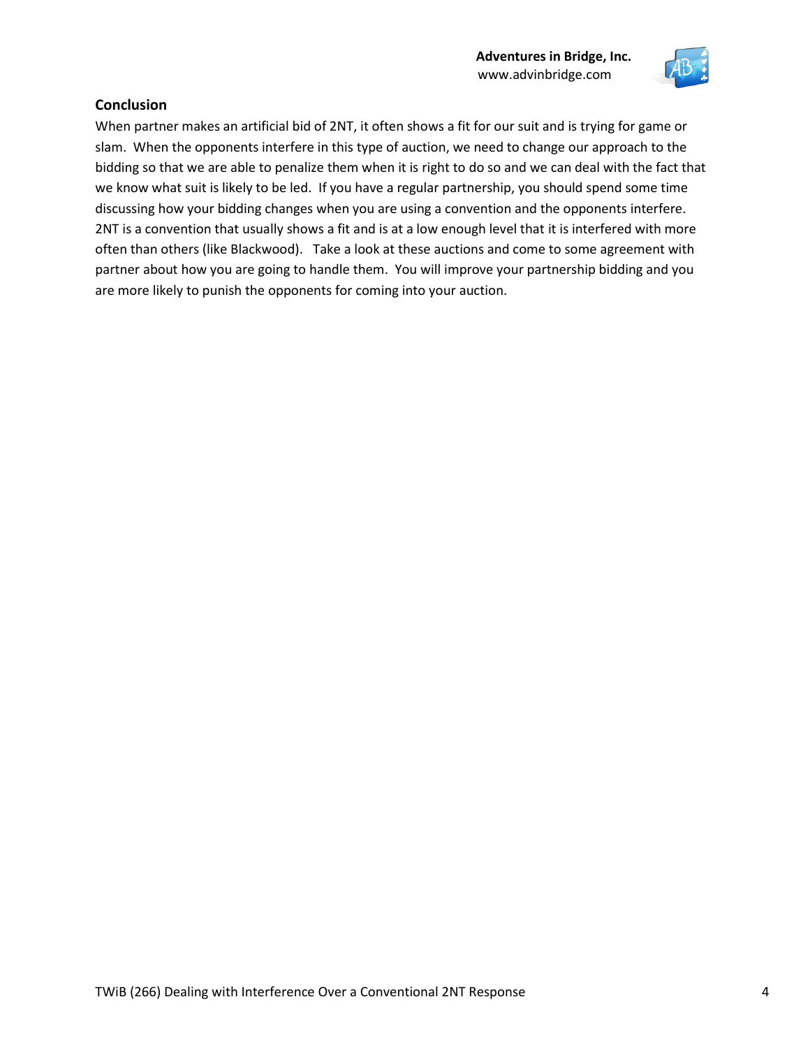## Conclusion

When partner makes an artificial bid of 2NT, it often shows a fit for our suit and is trying for game or slam. When the opponents interfere in this type of auction, we need to change our approach to the bidding so that we are able to penalize them when it is right to do so and we can deal with the fact that we know what suit is likely to be led. If you have a regular partnership, you should spend some time discussing how your bidding changes when you are using a convention and the opponents interfere. 2NT is a convention that usually shows a fit and is at a low enough level that it is interfered with more often than others (like Blackwood). Take a look at these auctions and come to some agreement with partner about how you are going to handle them. You will improve your partnership bidding and you are more likely to punish the opponents for coming into your auction.